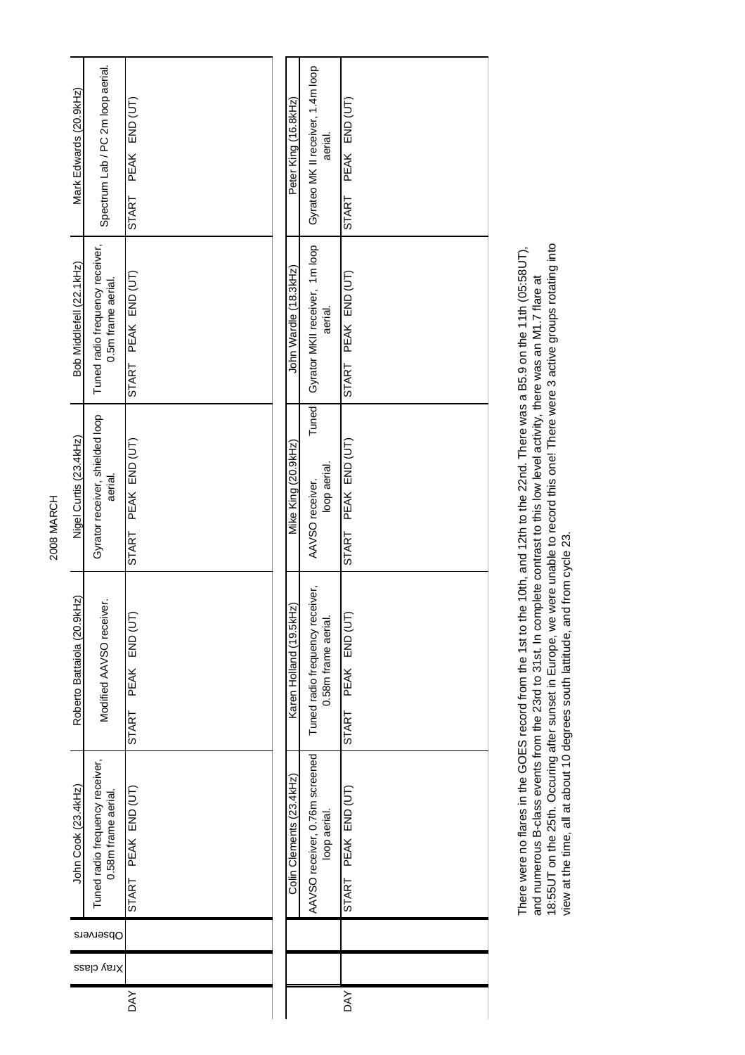# 2008 MARCH

| DAY | Xray class | Observers | John Cook (23.4kHz) | | | Roberto Battaiola (20.9kHz) | | | Nigel Curtis (23.4kHz) | | | Bob Middlefell (22.1kHz) | | | Mark Edwards (20.9kHz) | | |
|---|---|---|---|---|---|---|---|---|---|---|---|---|---|---|---|---|---|
| | | | Tuned radio frequency receiver, 0.58m frame aerial. | | | Modified AAVSO receiver. | | | Gyrator receiver, shielded loop aerial. | | | Tuned radio frequency receiver, 0.5m frame aerial. | | | Spectrum Lab / PC 2m loop aerial. | | |
| | | | START | PEAK | END (UT) | START | PEAK | END (UT) | START | PEAK | END (UT) | START | PEAK | END (UT) | START | PEAK | END (UT) |

| DAY | | | Colin Clements (23.4kHz) | | | Karen Holland (19.5kHz) | | | Mike King (20.9kHz) | | | John Wardle (18.3kHz) | | | Peter King (16.8kHz) | | |
|---|---|---|---|---|---|---|---|---|---|---|---|---|---|---|---|---|---|
| | | | AAVSO receiver, 0.76m screened loop aerial. | | | Tuned radio frequency receiver, 0.58m frame aerial. | | | AAVSO receiver. Tuned loop aerial. | | | Gyrator MKII receiver, 1m loop aerial. | | | Gyrateo MK II receiver, 1.4m loop aerial. | | |
| | | | START | PEAK | END (UT) | START | PEAK | END (UT) | START | PEAK | END (UT) | START | PEAK | END (UT) | START | PEAK | END (UT) |

There were no flares in the GOES record from the 1st to the 10th, and 12th to the 22nd. There was a B5.9 on the 11th (05:58UT), and numerous B-class events from the 23rd to 31st. In complete contrast to this low level activity, there was an M1.7 flare at 18:55UT on the 25th. Occuring after sunset in Europe, we were unable to record this one! There were 3 active groups rotating into view at the time, all at about 10 degrees south lattitude, and from cycle 23.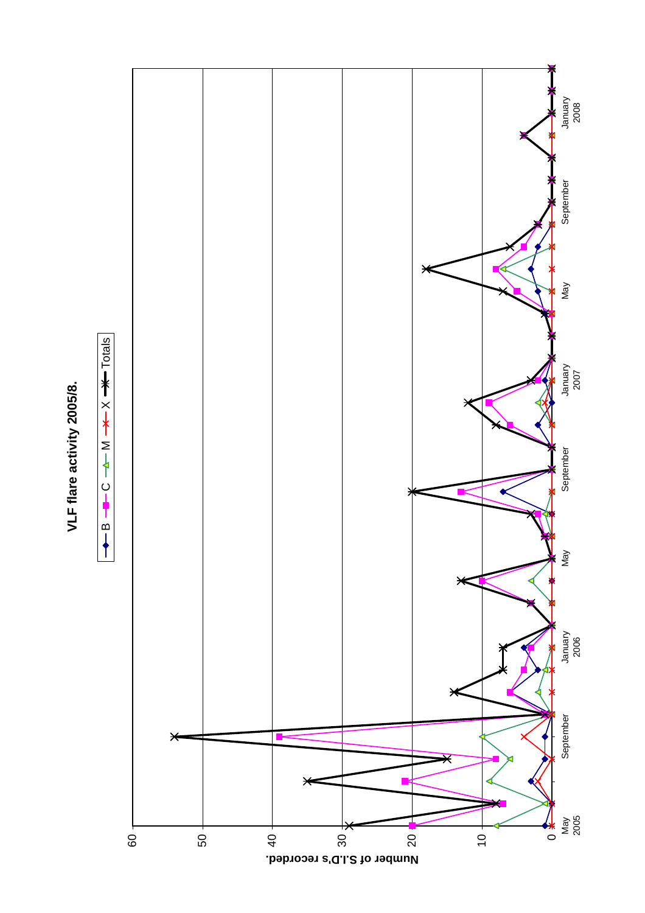**VLF flare activity 2005/8.**

B C M X Totals

Number of S.I.D's recorded.

0
10
20
30
40
50
60

May 2005
September
January 2006
May
September
January 2007
May
September
January 2008